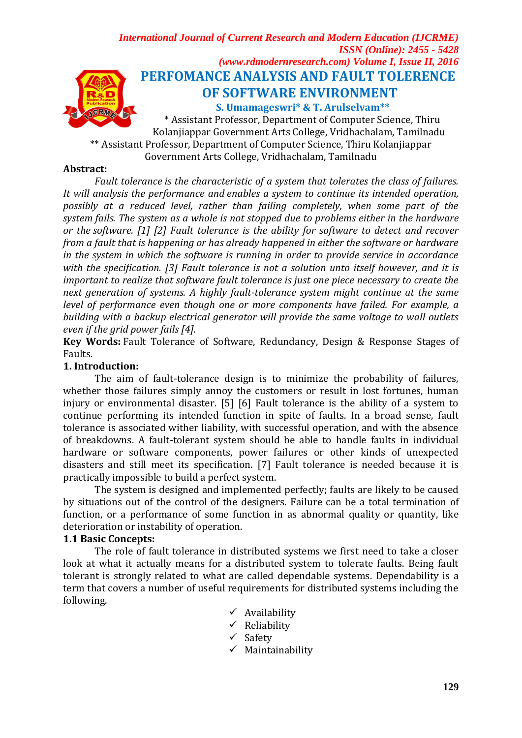# PERFOMANCE ANALYSIS AND FAULT TOLERENCE OF SOFTWARE ENVIRONMENT

**S. Umamageswri* & T. Arulselvam****

* Assistant Professor, Department of Computer Science, Thiru Kolanjiappar Government Arts College, Vridhachalam, Tamilnadu

** Assistant Professor, Department of Computer Science, Thiru Kolanjiappar Government Arts College, Vridhachalam, Tamilnadu

**Abstract:**

*Fault tolerance is the characteristic of a system that tolerates the class of failures. It will analysis the performance and enables a system to continue its intended operation, possibly at a reduced level, rather than failing completely, when some part of the system fails. The system as a whole is not stopped due to problems either in the hardware or the software. [1] [2] Fault tolerance is the ability for software to detect and recover from a fault that is happening or has already happened in either the software or hardware in the system in which the software is running in order to provide service in accordance with the specification. [3] Fault tolerance is not a solution unto itself however, and it is important to realize that software fault tolerance is just one piece necessary to create the next generation of systems. A highly fault-tolerance system might continue at the same level of performance even though one or more components have failed. For example, a building with a backup electrical generator will provide the same voltage to wall outlets even if the grid power fails [4].*

**Key Words:** Fault Tolerance of Software, Redundancy, Design & Response Stages of Faults.

## 1. Introduction:

The aim of fault-tolerance design is to minimize the probability of failures, whether those failures simply annoy the customers or result in lost fortunes, human injury or environmental disaster. [5] [6] Fault tolerance is the ability of a system to continue performing its intended function in spite of faults. In a broad sense, fault tolerance is associated wither liability, with successful operation, and with the absence of breakdowns. A fault-tolerant system should be able to handle faults in individual hardware or software components, power failures or other kinds of unexpected disasters and still meet its specification. [7] Fault tolerance is needed because it is practically impossible to build a perfect system.

The system is designed and implemented perfectly; faults are likely to be caused by situations out of the control of the designers. Failure can be a total termination of function, or a performance of some function in as abnormal quality or quantity, like deterioration or instability of operation.

### 1.1 Basic Concepts:

The role of fault tolerance in distributed systems we first need to take a closer look at what it actually means for a distributed system to tolerate faults. Being fault tolerant is strongly related to what are called dependable systems. Dependability is a term that covers a number of useful requirements for distributed systems including the following.

- ✓ Availability
- ✓ Reliability
- ✓ Safety
- ✓ Maintainability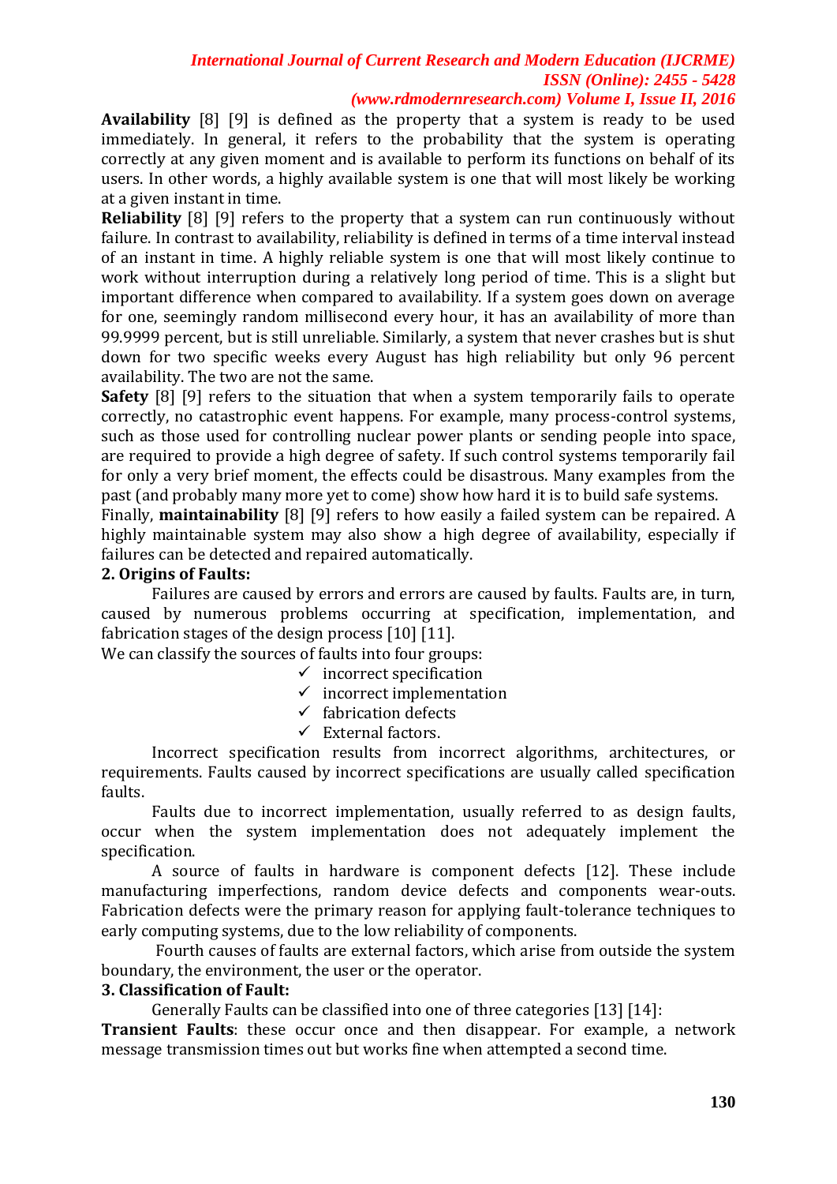**Availability** [8] [9] is defined as the property that a system is ready to be used immediately. In general, it refers to the probability that the system is operating correctly at any given moment and is available to perform its functions on behalf of its users. In other words, a highly available system is one that will most likely be working at a given instant in time.

**Reliability** [8] [9] refers to the property that a system can run continuously without failure. In contrast to availability, reliability is defined in terms of a time interval instead of an instant in time. A highly reliable system is one that will most likely continue to work without interruption during a relatively long period of time. This is a slight but important difference when compared to availability. If a system goes down on average for one, seemingly random millisecond every hour, it has an availability of more than 99.9999 percent, but is still unreliable. Similarly, a system that never crashes but is shut down for two specific weeks every August has high reliability but only 96 percent availability. The two are not the same.

**Safety** [8] [9] refers to the situation that when a system temporarily fails to operate correctly, no catastrophic event happens. For example, many process-control systems, such as those used for controlling nuclear power plants or sending people into space, are required to provide a high degree of safety. If such control systems temporarily fail for only a very brief moment, the effects could be disastrous. Many examples from the past (and probably many more yet to come) show how hard it is to build safe systems.

Finally, **maintainability** [8] [9] refers to how easily a failed system can be repaired. A highly maintainable system may also show a high degree of availability, especially if failures can be detected and repaired automatically.

## 2. Origins of Faults:

Failures are caused by errors and errors are caused by faults. Faults are, in turn, caused by numerous problems occurring at specification, implementation, and fabrication stages of the design process [10] [11].

We can classify the sources of faults into four groups:

- ✓ incorrect specification
- ✓ incorrect implementation
- ✓ fabrication defects
- ✓ External factors.

Incorrect specification results from incorrect algorithms, architectures, or requirements. Faults caused by incorrect specifications are usually called specification faults.

Faults due to incorrect implementation, usually referred to as design faults, occur when the system implementation does not adequately implement the specification.

A source of faults in hardware is component defects [12]. These include manufacturing imperfections, random device defects and components wear-outs. Fabrication defects were the primary reason for applying fault-tolerance techniques to early computing systems, due to the low reliability of components.

Fourth causes of faults are external factors, which arise from outside the system boundary, the environment, the user or the operator.

## 3. Classification of Fault:

Generally Faults can be classified into one of three categories [13] [14]:

**Transient Faults**: these occur once and then disappear. For example, a network message transmission times out but works fine when attempted a second time.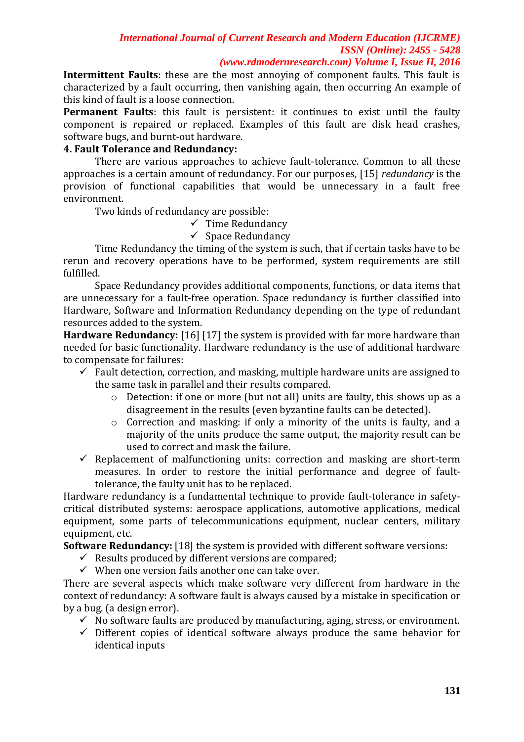**Intermittent Faults**: these are the most annoying of component faults. This fault is characterized by a fault occurring, then vanishing again, then occurring An example of this kind of fault is a loose connection.

**Permanent Faults**: this fault is persistent: it continues to exist until the faulty component is repaired or replaced. Examples of this fault are disk head crashes, software bugs, and burnt-out hardware.

## 4. Fault Tolerance and Redundancy:

There are various approaches to achieve fault-tolerance. Common to all these approaches is a certain amount of redundancy. For our purposes, [15] *redundancy* is the provision of functional capabilities that would be unnecessary in a fault free environment.

Two kinds of redundancy are possible:

- ✓ Time Redundancy
- ✓ Space Redundancy

Time Redundancy the timing of the system is such, that if certain tasks have to be rerun and recovery operations have to be performed, system requirements are still fulfilled.

Space Redundancy provides additional components, functions, or data items that are unnecessary for a fault-free operation. Space redundancy is further classified into Hardware, Software and Information Redundancy depending on the type of redundant resources added to the system.

**Hardware Redundancy:** [16] [17] the system is provided with far more hardware than needed for basic functionality. Hardware redundancy is the use of additional hardware to compensate for failures:

- ✓ Fault detection, correction, and masking, multiple hardware units are assigned to the same task in parallel and their results compared.
  - Detection: if one or more (but not all) units are faulty, this shows up as a disagreement in the results (even byzantine faults can be detected).
  - Correction and masking: if only a minority of the units is faulty, and a majority of the units produce the same output, the majority result can be used to correct and mask the failure.
- ✓ Replacement of malfunctioning units: correction and masking are short-term measures. In order to restore the initial performance and degree of fault-tolerance, the faulty unit has to be replaced.

Hardware redundancy is a fundamental technique to provide fault-tolerance in safety-critical distributed systems: aerospace applications, automotive applications, medical equipment, some parts of telecommunications equipment, nuclear centers, military equipment, etc.

**Software Redundancy:** [18] the system is provided with different software versions:

- ✓ Results produced by different versions are compared;
- ✓ When one version fails another one can take over.

There are several aspects which make software very different from hardware in the context of redundancy: A software fault is always caused by a mistake in specification or by a bug. (a design error).

- ✓ No software faults are produced by manufacturing, aging, stress, or environment.
- ✓ Different copies of identical software always produce the same behavior for identical inputs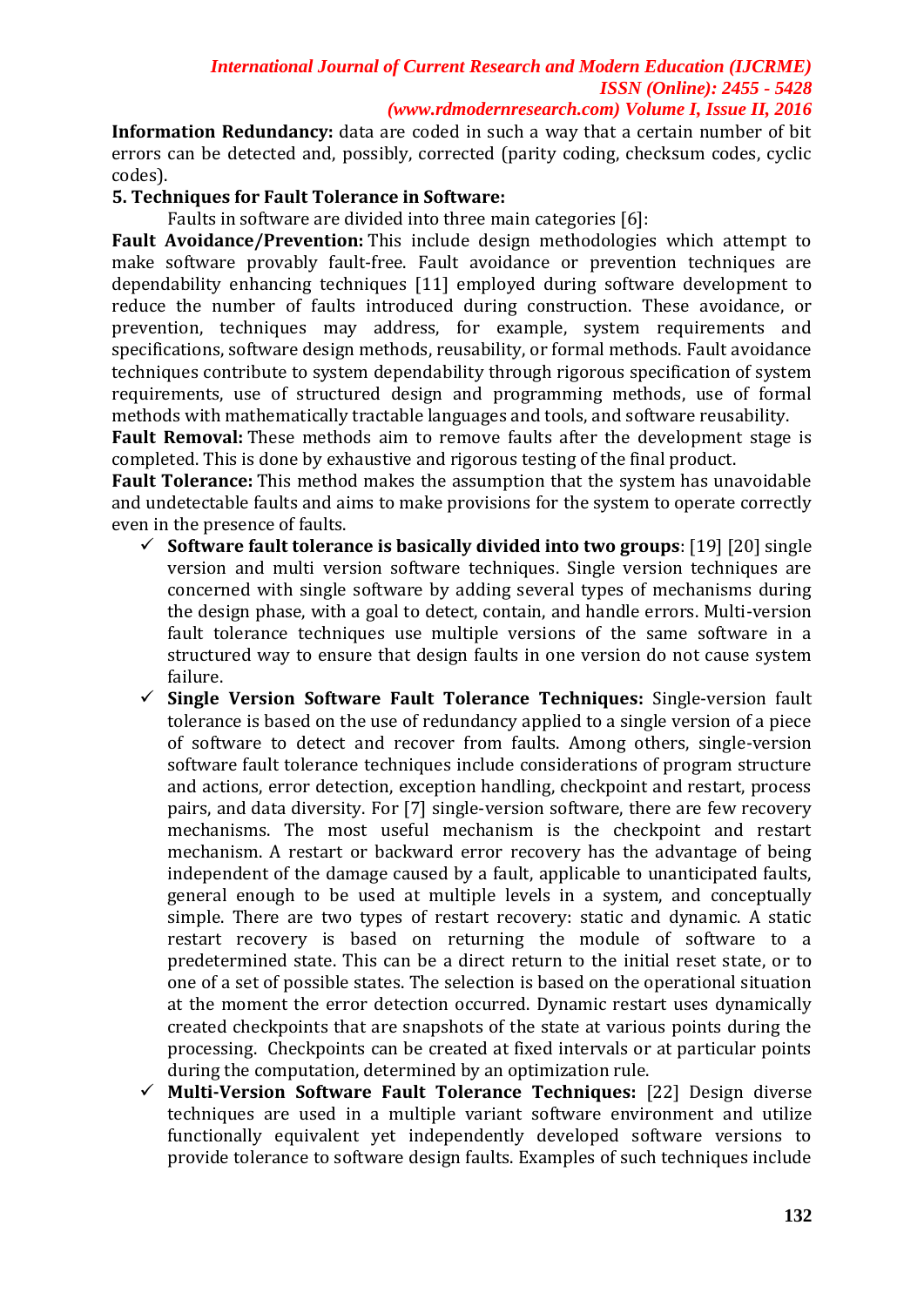**Information Redundancy:** data are coded in such a way that a certain number of bit errors can be detected and, possibly, corrected (parity coding, checksum codes, cyclic codes).

## 5. Techniques for Fault Tolerance in Software:

Faults in software are divided into three main categories [6]:

**Fault Avoidance/Prevention:** This include design methodologies which attempt to make software provably fault-free. Fault avoidance or prevention techniques are dependability enhancing techniques [11] employed during software development to reduce the number of faults introduced during construction. These avoidance, or prevention, techniques may address, for example, system requirements and specifications, software design methods, reusability, or formal methods. Fault avoidance techniques contribute to system dependability through rigorous specification of system requirements, use of structured design and programming methods, use of formal methods with mathematically tractable languages and tools, and software reusability.

**Fault Removal:** These methods aim to remove faults after the development stage is completed. This is done by exhaustive and rigorous testing of the final product.

**Fault Tolerance:** This method makes the assumption that the system has unavoidable and undetectable faults and aims to make provisions for the system to operate correctly even in the presence of faults.

- ✓ **Software fault tolerance is basically divided into two groups**: [19] [20] single version and multi version software techniques. Single version techniques are concerned with single software by adding several types of mechanisms during the design phase, with a goal to detect, contain, and handle errors. Multi-version fault tolerance techniques use multiple versions of the same software in a structured way to ensure that design faults in one version do not cause system failure.
- ✓ **Single Version Software Fault Tolerance Techniques:** Single-version fault tolerance is based on the use of redundancy applied to a single version of a piece of software to detect and recover from faults. Among others, single-version software fault tolerance techniques include considerations of program structure and actions, error detection, exception handling, checkpoint and restart, process pairs, and data diversity. For [7] single-version software, there are few recovery mechanisms. The most useful mechanism is the checkpoint and restart mechanism. A restart or backward error recovery has the advantage of being independent of the damage caused by a fault, applicable to unanticipated faults, general enough to be used at multiple levels in a system, and conceptually simple. There are two types of restart recovery: static and dynamic. A static restart recovery is based on returning the module of software to a predetermined state. This can be a direct return to the initial reset state, or to one of a set of possible states. The selection is based on the operational situation at the moment the error detection occurred. Dynamic restart uses dynamically created checkpoints that are snapshots of the state at various points during the processing. Checkpoints can be created at fixed intervals or at particular points during the computation, determined by an optimization rule.
- ✓ **Multi-Version Software Fault Tolerance Techniques:** [22] Design diverse techniques are used in a multiple variant software environment and utilize functionally equivalent yet independently developed software versions to provide tolerance to software design faults. Examples of such techniques include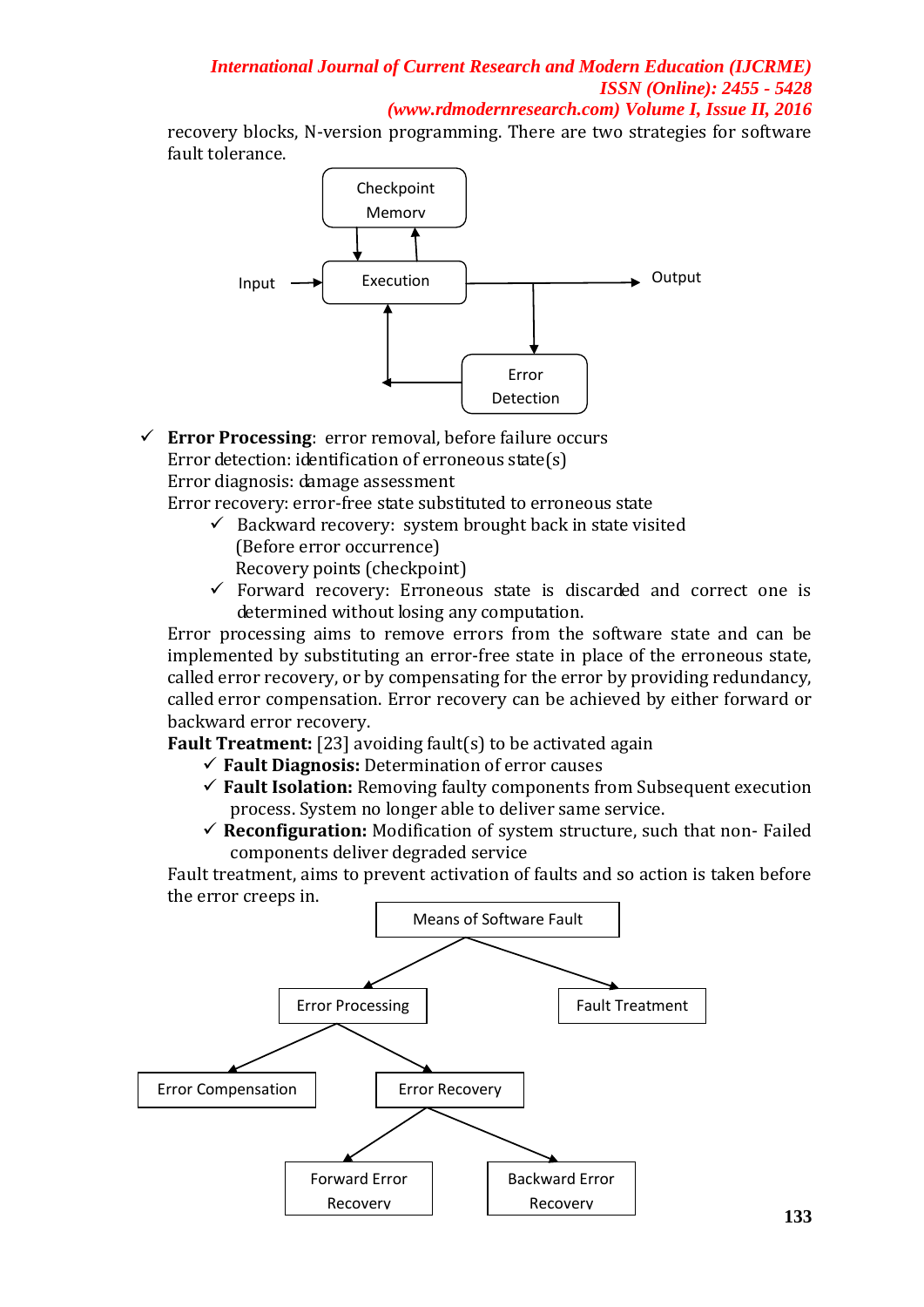recovery blocks, N-version programming. There are two strategies for software fault tolerance.

Checkpoint Memory

Input → Execution → Output

Error Detection

- **Error Processing**: error removal, before failure occurs
  Error detection: identification of erroneous state(s)
  Error diagnosis: damage assessment
  Error recovery: error-free state substituted to erroneous state
  - Backward recovery: system brought back in state visited (Before error occurrence)
    Recovery points (checkpoint)
  - Forward recovery: Erroneous state is discarded and correct one is determined without losing any computation.

Error processing aims to remove errors from the software state and can be implemented by substituting an error-free state in place of the erroneous state, called error recovery, or by compensating for the error by providing redundancy, called error compensation. Error recovery can be achieved by either forward or backward error recovery.

**Fault Treatment:** [23] avoiding fault(s) to be activated again

- **Fault Diagnosis:** Determination of error causes
- **Fault Isolation:** Removing faulty components from Subsequent execution process. System no longer able to deliver same service.
- **Reconfiguration:** Modification of system structure, such that non- Failed components deliver degraded service

Fault treatment, aims to prevent activation of faults and so action is taken before the error creeps in.

Means of Software Fault
- Error Processing
  - Error Compensation
  - Error Recovery
    - Forward Error Recovery
    - Backward Error Recovery
- Fault Treatment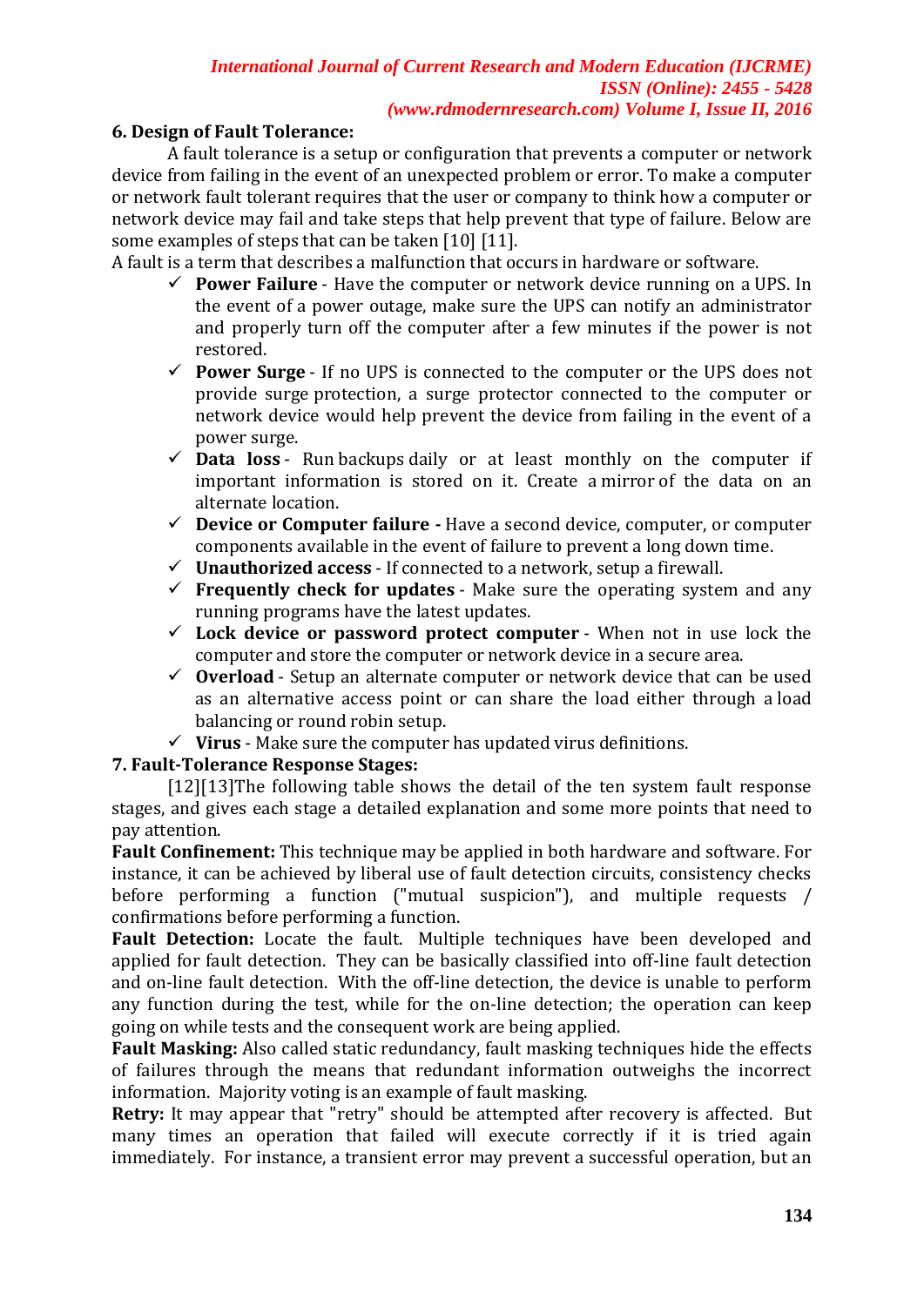## 6. Design of Fault Tolerance:

A fault tolerance is a setup or configuration that prevents a computer or network device from failing in the event of an unexpected problem or error. To make a computer or network fault tolerant requires that the user or company to think how a computer or network device may fail and take steps that help prevent that type of failure. Below are some examples of steps that can be taken [10] [11].

A fault is a term that describes a malfunction that occurs in hardware or software.

- ✓ **Power Failure** - Have the computer or network device running on a UPS. In the event of a power outage, make sure the UPS can notify an administrator and properly turn off the computer after a few minutes if the power is not restored.
- ✓ **Power Surge** - If no UPS is connected to the computer or the UPS does not provide surge protection, a surge protector connected to the computer or network device would help prevent the device from failing in the event of a power surge.
- ✓ **Data loss** - Run backups daily or at least monthly on the computer if important information is stored on it. Create a mirror of the data on an alternate location.
- ✓ **Device or Computer failure -** Have a second device, computer, or computer components available in the event of failure to prevent a long down time.
- ✓ **Unauthorized access** - If connected to a network, setup a firewall.
- ✓ **Frequently check for updates** - Make sure the operating system and any running programs have the latest updates.
- ✓ **Lock device or password protect computer** - When not in use lock the computer and store the computer or network device in a secure area.
- ✓ **Overload** - Setup an alternate computer or network device that can be used as an alternative access point or can share the load either through a load balancing or round robin setup.
- ✓ **Virus** - Make sure the computer has updated virus definitions.

## 7. Fault-Tolerance Response Stages:

[12][13]The following table shows the detail of the ten system fault response stages, and gives each stage a detailed explanation and some more points that need to pay attention.

**Fault Confinement:** This technique may be applied in both hardware and software. For instance, it can be achieved by liberal use of fault detection circuits, consistency checks before performing a function ("mutual suspicion"), and multiple requests / confirmations before performing a function.

**Fault Detection:** Locate the fault. Multiple techniques have been developed and applied for fault detection. They can be basically classified into off-line fault detection and on-line fault detection. With the off-line detection, the device is unable to perform any function during the test, while for the on-line detection; the operation can keep going on while tests and the consequent work are being applied.

**Fault Masking:** Also called static redundancy, fault masking techniques hide the effects of failures through the means that redundant information outweighs the incorrect information. Majority voting is an example of fault masking.

**Retry:** It may appear that "retry" should be attempted after recovery is affected. But many times an operation that failed will execute correctly if it is tried again immediately. For instance, a transient error may prevent a successful operation, but an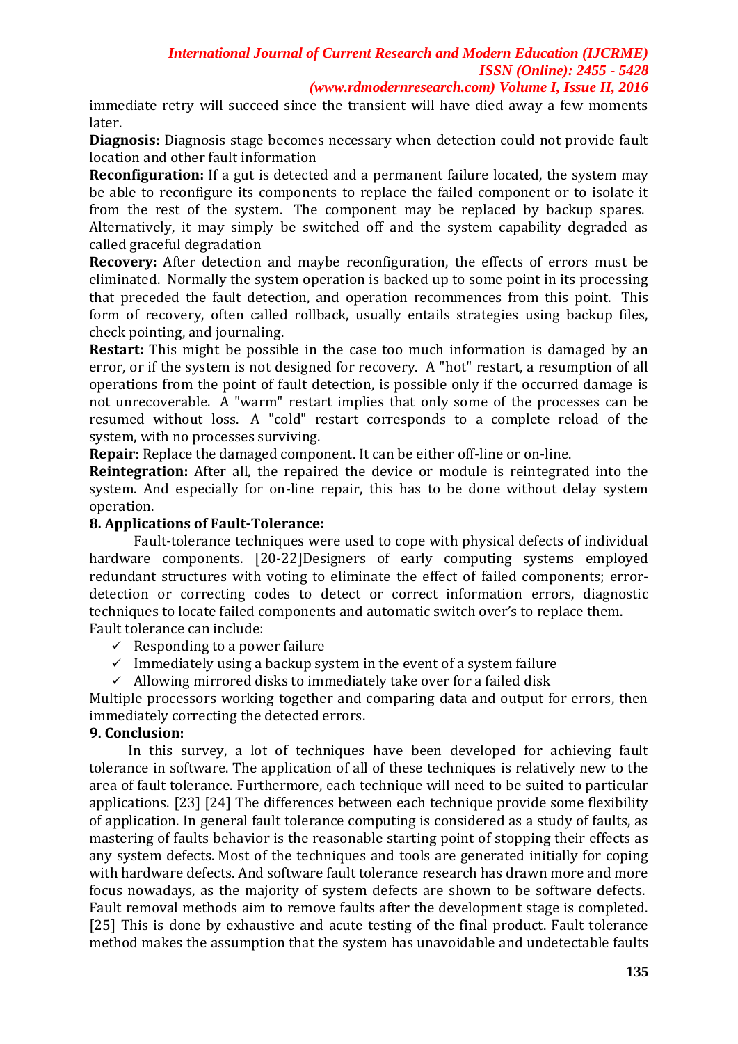immediate retry will succeed since the transient will have died away a few moments later.

**Diagnosis:** Diagnosis stage becomes necessary when detection could not provide fault location and other fault information

**Reconfiguration:** If a gut is detected and a permanent failure located, the system may be able to reconfigure its components to replace the failed component or to isolate it from the rest of the system. The component may be replaced by backup spares. Alternatively, it may simply be switched off and the system capability degraded as called graceful degradation

**Recovery:** After detection and maybe reconfiguration, the effects of errors must be eliminated. Normally the system operation is backed up to some point in its processing that preceded the fault detection, and operation recommences from this point. This form of recovery, often called rollback, usually entails strategies using backup files, check pointing, and journaling.

**Restart:** This might be possible in the case too much information is damaged by an error, or if the system is not designed for recovery. A "hot" restart, a resumption of all operations from the point of fault detection, is possible only if the occurred damage is not unrecoverable. A "warm" restart implies that only some of the processes can be resumed without loss. A "cold" restart corresponds to a complete reload of the system, with no processes surviving.

**Repair:** Replace the damaged component. It can be either off-line or on-line.

**Reintegration:** After all, the repaired the device or module is reintegrated into the system. And especially for on-line repair, this has to be done without delay system operation.

### 8. Applications of Fault-Tolerance:

Fault-tolerance techniques were used to cope with physical defects of individual hardware components. [20-22]Designers of early computing systems employed redundant structures with voting to eliminate the effect of failed components; error-detection or correcting codes to detect or correct information errors, diagnostic techniques to locate failed components and automatic switch over's to replace them.

Fault tolerance can include:

- ✓ Responding to a power failure
- ✓ Immediately using a backup system in the event of a system failure
- ✓ Allowing mirrored disks to immediately take over for a failed disk

Multiple processors working together and comparing data and output for errors, then immediately correcting the detected errors.

### 9. Conclusion:

In this survey, a lot of techniques have been developed for achieving fault tolerance in software. The application of all of these techniques is relatively new to the area of fault tolerance. Furthermore, each technique will need to be suited to particular applications. [23] [24] The differences between each technique provide some flexibility of application. In general fault tolerance computing is considered as a study of faults, as mastering of faults behavior is the reasonable starting point of stopping their effects as any system defects. Most of the techniques and tools are generated initially for coping with hardware defects. And software fault tolerance research has drawn more and more focus nowadays, as the majority of system defects are shown to be software defects. Fault removal methods aim to remove faults after the development stage is completed. [25] This is done by exhaustive and acute testing of the final product. Fault tolerance method makes the assumption that the system has unavoidable and undetectable faults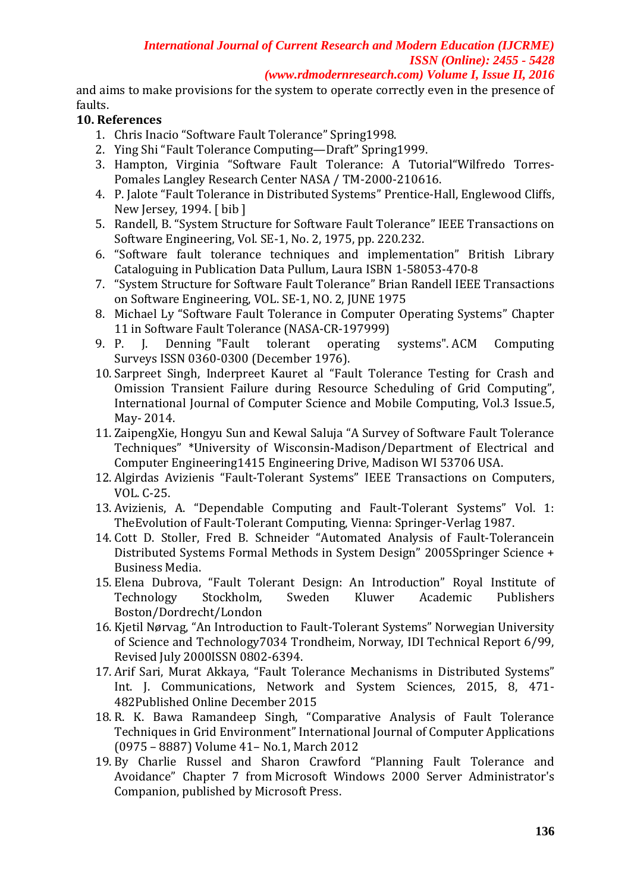and aims to make provisions for the system to operate correctly even in the presence of faults.

## 10. References

1. Chris Inacio "Software Fault Tolerance" Spring1998.
2. Ying Shi "Fault Tolerance Computing—Draft" Spring1999.
3. Hampton, Virginia "Software Fault Tolerance: A Tutorial"Wilfredo Torres-Pomales Langley Research Center NASA / TM-2000-210616.
4. P. Jalote "Fault Tolerance in Distributed Systems" Prentice-Hall, Englewood Cliffs, New Jersey, 1994. [ bib ]
5. Randell, B. "System Structure for Software Fault Tolerance" IEEE Transactions on Software Engineering, Vol. SE-1, No. 2, 1975, pp. 220.232.
6. "Software fault tolerance techniques and implementation" British Library Cataloguing in Publication Data Pullum, Laura ISBN 1-58053-470-8
7. "System Structure for Software Fault Tolerance" Brian Randell IEEE Transactions on Software Engineering, VOL. SE-1, NO. 2, JUNE 1975
8. Michael Ly "Software Fault Tolerance in Computer Operating Systems" Chapter 11 in Software Fault Tolerance (NASA-CR-197999)
9. P. J. Denning "Fault tolerant operating systems". ACM Computing Surveys ISSN 0360-0300 (December 1976).
10. Sarpreet Singh, Inderpreet Kauret al "Fault Tolerance Testing for Crash and Omission Transient Failure during Resource Scheduling of Grid Computing", International Journal of Computer Science and Mobile Computing, Vol.3 Issue.5, May- 2014.
11. ZaipengXie, Hongyu Sun and Kewal Saluja "A Survey of Software Fault Tolerance Techniques" *University of Wisconsin-Madison/Department of Electrical and Computer Engineering1415 Engineering Drive, Madison WI 53706 USA.
12. Algirdas Avizienis "Fault-Tolerant Systems" IEEE Transactions on Computers, VOL. C-25.
13. Avizienis, A. "Dependable Computing and Fault-Tolerant Systems" Vol. 1: TheEvolution of Fault-Tolerant Computing, Vienna: Springer-Verlag 1987.
14. Cott D. Stoller, Fred B. Schneider "Automated Analysis of Fault-Tolerancein Distributed Systems Formal Methods in System Design" 2005Springer Science + Business Media.
15. Elena Dubrova, "Fault Tolerant Design: An Introduction" Royal Institute of Technology Stockholm, Sweden Kluwer Academic Publishers Boston/Dordrecht/London
16. Kjetil Nørvag, "An Introduction to Fault-Tolerant Systems" Norwegian University of Science and Technology7034 Trondheim, Norway, IDI Technical Report 6/99, Revised July 2000ISSN 0802-6394.
17. Arif Sari, Murat Akkaya, "Fault Tolerance Mechanisms in Distributed Systems" Int. J. Communications, Network and System Sciences, 2015, 8, 471-482Published Online December 2015
18. R. K. Bawa Ramandeep Singh, "Comparative Analysis of Fault Tolerance Techniques in Grid Environment" International Journal of Computer Applications (0975 – 8887) Volume 41– No.1, March 2012
19. By Charlie Russel and Sharon Crawford "Planning Fault Tolerance and Avoidance" Chapter 7 from Microsoft Windows 2000 Server Administrator's Companion, published by Microsoft Press.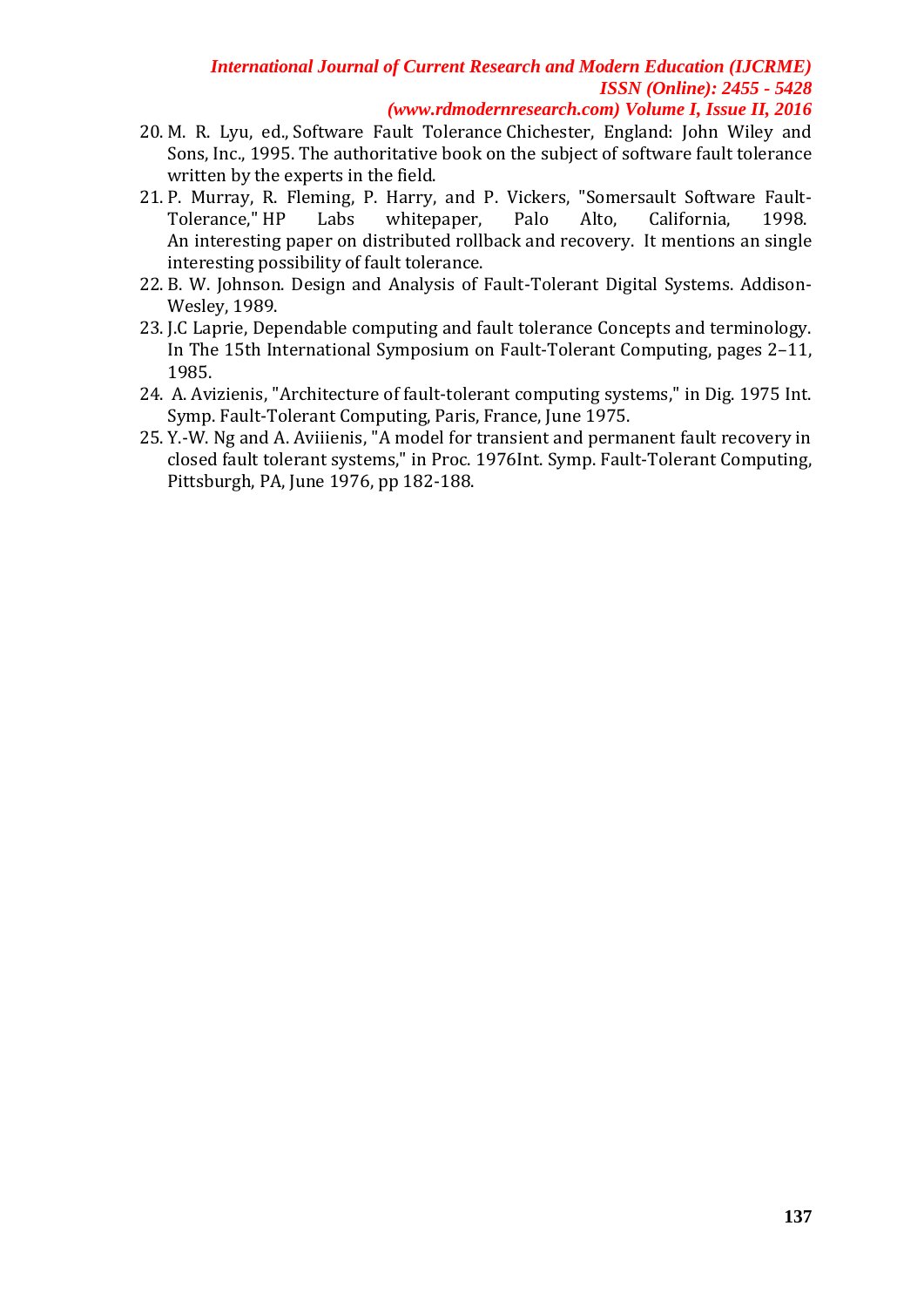20. M. R. Lyu, ed., Software Fault Tolerance Chichester, England: John Wiley and Sons, Inc., 1995. The authoritative book on the subject of software fault tolerance written by the experts in the field.
21. P. Murray, R. Fleming, P. Harry, and P. Vickers, "Somersault Software Fault-Tolerance," HP Labs whitepaper, Palo Alto, California, 1998. An interesting paper on distributed rollback and recovery. It mentions an single interesting possibility of fault tolerance.
22. B. W. Johnson. Design and Analysis of Fault-Tolerant Digital Systems. Addison-Wesley, 1989.
23. J.C Laprie, Dependable computing and fault tolerance Concepts and terminology. In The 15th International Symposium on Fault-Tolerant Computing, pages 2–11, 1985.
24. A. Avizienis, "Architecture of fault-tolerant computing systems," in Dig. 1975 Int. Symp. Fault-Tolerant Computing, Paris, France, June 1975.
25. Y.-W. Ng and A. Aviiienis, "A model for transient and permanent fault recovery in closed fault tolerant systems," in Proc. 1976Int. Symp. Fault-Tolerant Computing, Pittsburgh, PA, June 1976, pp 182-188.